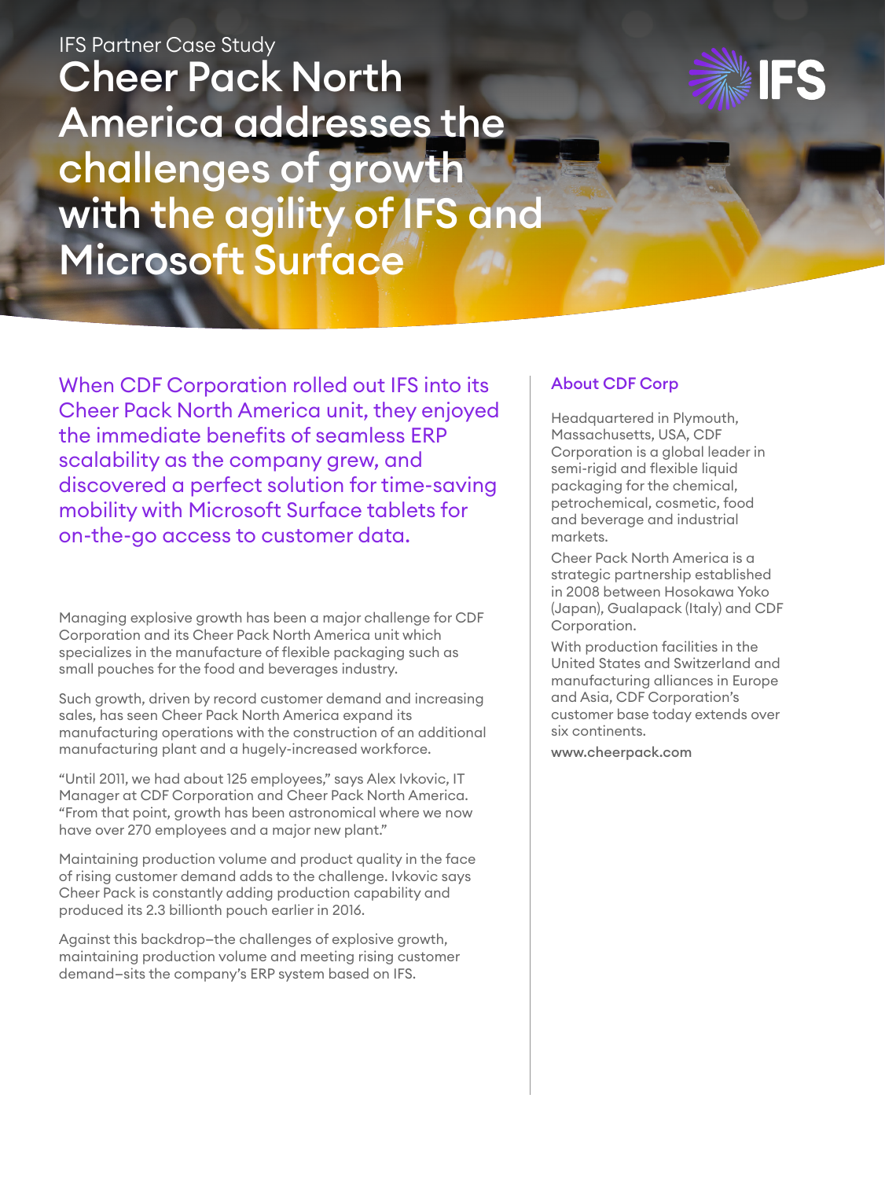IFS Partner Case Study

# Cheer Pack North America addresses the challenges of growth with the agility of IFS and Microsoft Surface

When CDF Corporation rolled out IFS into its Cheer Pack North America unit, they enjoyed the immediate benefits of seamless ERP scalability as the company grew, and discovered a perfect solution for time-saving mobility with Microsoft Surface tablets for on-the-go access to customer data.

Managing explosive growth has been a major challenge for CDF Corporation and its Cheer Pack North America unit which specializes in the manufacture of flexible packaging such as small pouches for the food and beverages industry.

Such growth, driven by record customer demand and increasing sales, has seen Cheer Pack North America expand its manufacturing operations with the construction of an additional manufacturing plant and a hugely-increased workforce.

"Until 2011, we had about 125 employees," says Alex Ivkovic, IT Manager at CDF Corporation and Cheer Pack North America. "From that point, growth has been astronomical where we now have over 270 employees and a major new plant."

Maintaining production volume and product quality in the face of rising customer demand adds to the challenge. Ivkovic says Cheer Pack is constantly adding production capability and produced its 2.3 billionth pouch earlier in 2016.

Against this backdrop–the challenges of explosive growth, maintaining production volume and meeting rising customer demand–sits the company's ERP system based on IFS.

## About CDF Corp

Headquartered in Plymouth, Massachusetts, USA, CDF Corporation is a global leader in semi-rigid and flexible liquid packaging for the chemical, petrochemical, cosmetic, food and beverage and industrial markets.

Cheer Pack North America is a strategic partnership established in 2008 between Hosokawa Yoko (Japan), Gualapack (Italy) and CDF Corporation.

With production facilities in the United States and Switzerland and manufacturing alliances in Europe and Asia, CDF Corporation's customer base today extends over six continents.

www.cheerpack.com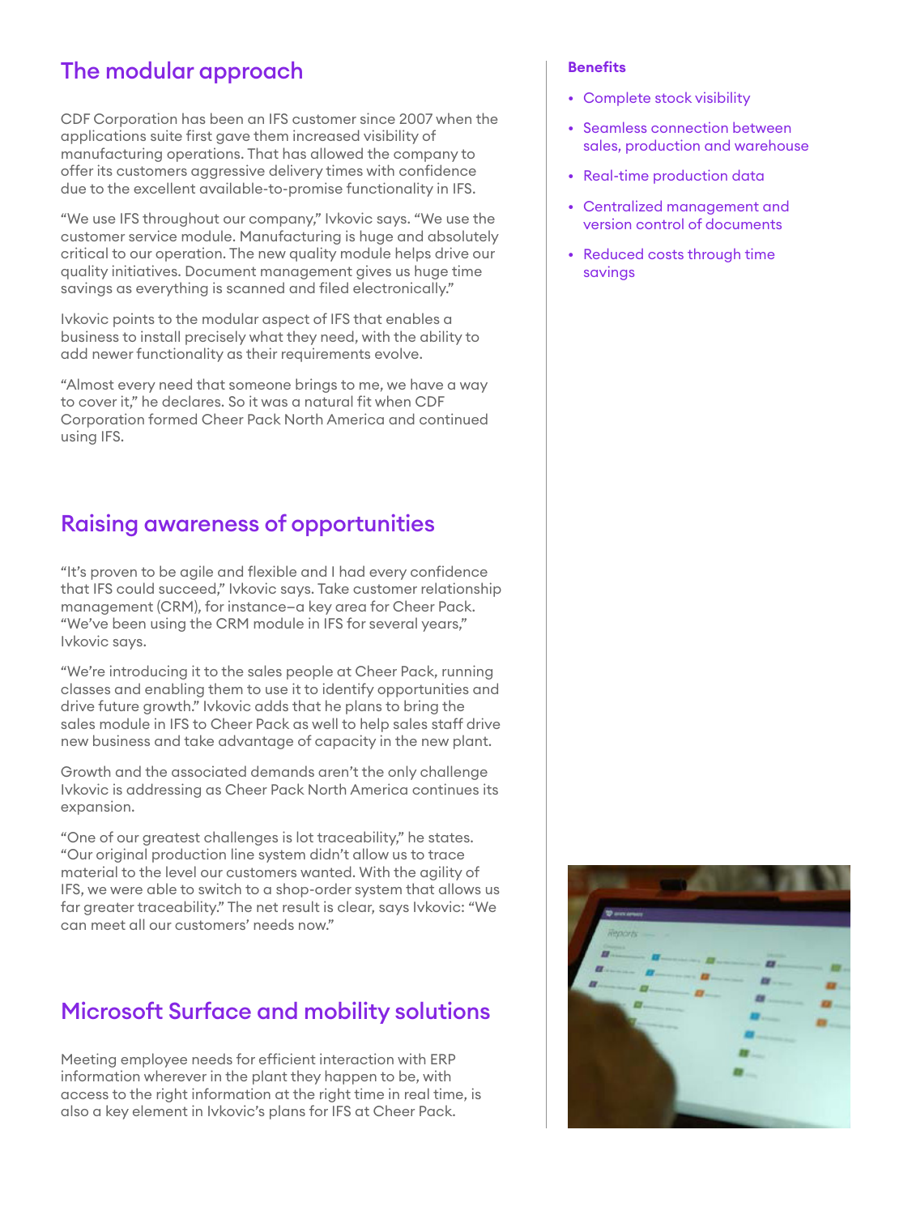## The modular approach

CDF Corporation has been an IFS customer since 2007 when the applications suite first gave them increased visibility of manufacturing operations. That has allowed the company to offer its customers aggressive delivery times with confidence due to the excellent available-to-promise functionality in IFS.

"We use IFS throughout our company," Ivkovic says. "We use the customer service module. Manufacturing is huge and absolutely critical to our operation. The new quality module helps drive our quality initiatives. Document management gives us huge time savings as everything is scanned and filed electronically."

Ivkovic points to the modular aspect of IFS that enables a business to install precisely what they need, with the ability to add newer functionality as their requirements evolve.

"Almost every need that someone brings to me, we have a way to cover it," he declares. So it was a natural fit when CDF Corporation formed Cheer Pack North America and continued using IFS.

## Raising awareness of opportunities

"It's proven to be agile and flexible and I had every confidence that IFS could succeed," Ivkovic says. Take customer relationship management (CRM), for instance–a key area for Cheer Pack. "We've been using the CRM module in IFS for several years," Ivkovic says.

"We're introducing it to the sales people at Cheer Pack, running classes and enabling them to use it to identify opportunities and drive future growth." Ivkovic adds that he plans to bring the sales module in IFS to Cheer Pack as well to help sales staff drive new business and take advantage of capacity in the new plant.

Growth and the associated demands aren't the only challenge Ivkovic is addressing as Cheer Pack North America continues its expansion.

"One of our greatest challenges is lot traceability," he states. "Our original production line system didn't allow us to trace material to the level our customers wanted. With the agility of IFS, we were able to switch to a shop-order system that allows us far greater traceability." The net result is clear, says Ivkovic: "We can meet all our customers' needs now."

## Microsoft Surface and mobility solutions

Meeting employee needs for efficient interaction with ERP information wherever in the plant they happen to be, with access to the right information at the right time in real time, is also a key element in Ivkovic's plans for IFS at Cheer Pack.

**Benefits**

- Complete stock visibility
- Seamless connection between sales, production and warehouse
- Real-time production data
- Centralized management and version control of documents
- Reduced costs through time savings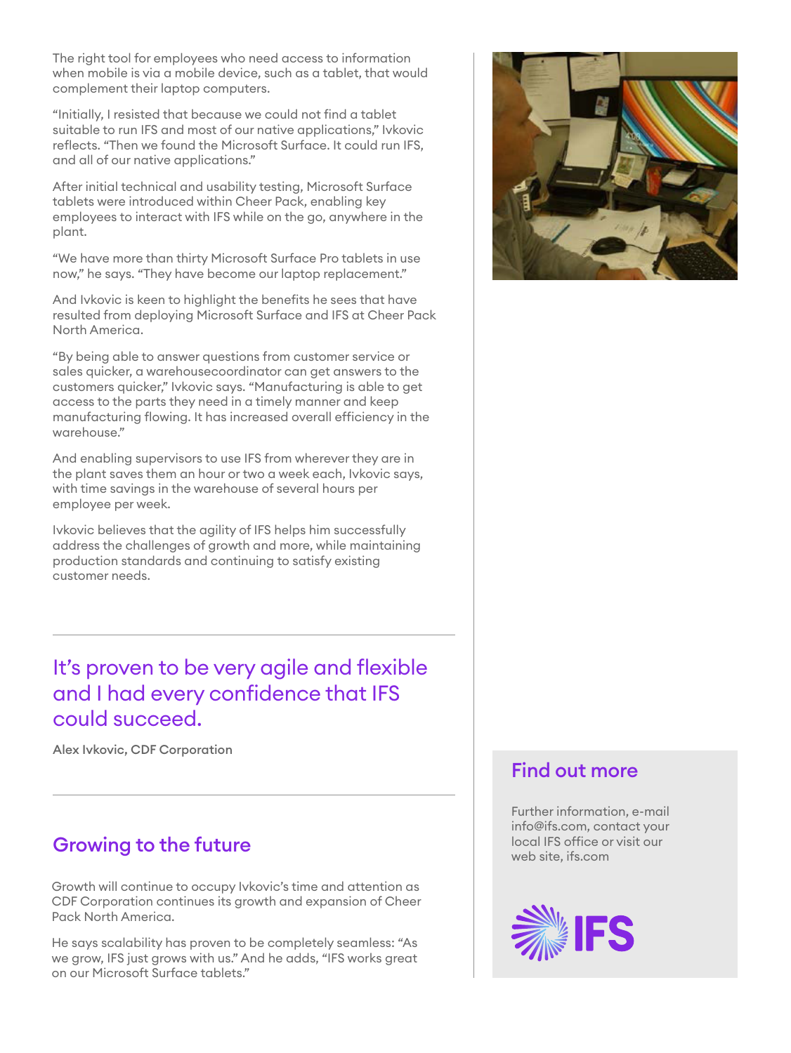The right tool for employees who need access to information when mobile is via a mobile device, such as a tablet, that would complement their laptop computers.

"Initially, I resisted that because we could not find a tablet suitable to run IFS and most of our native applications," Ivkovic reflects. "Then we found the Microsoft Surface. It could run IFS, and all of our native applications."

After initial technical and usability testing, Microsoft Surface tablets were introduced within Cheer Pack, enabling key employees to interact with IFS while on the go, anywhere in the plant.

"We have more than thirty Microsoft Surface Pro tablets in use now," he says. "They have become our laptop replacement."

And Ivkovic is keen to highlight the benefits he sees that have resulted from deploying Microsoft Surface and IFS at Cheer Pack North America.

"By being able to answer questions from customer service or sales quicker, a warehousecoordinator can get answers to the customers quicker," Ivkovic says. "Manufacturing is able to get access to the parts they need in a timely manner and keep manufacturing flowing. It has increased overall efficiency in the warehouse."

And enabling supervisors to use IFS from wherever they are in the plant saves them an hour or two a week each, Ivkovic says, with time savings in the warehouse of several hours per employee per week.

Ivkovic believes that the agility of IFS helps him successfully address the challenges of growth and more, while maintaining production standards and continuing to satisfy existing customer needs.

> It's proven to be very agile and flexible and I had every confidence that IFS could succeed.
>
> **Alex Ivkovic, CDF Corporation**

## Growing to the future

Growth will continue to occupy Ivkovic's time and attention as CDF Corporation continues its growth and expansion of Cheer Pack North America.

He says scalability has proven to be completely seamless: "As we grow, IFS just grows with us." And he adds, "IFS works great on our Microsoft Surface tablets."

## Find out more

Further information, e-mail info@ifs.com, contact your local IFS office or visit our web site, ifs.com